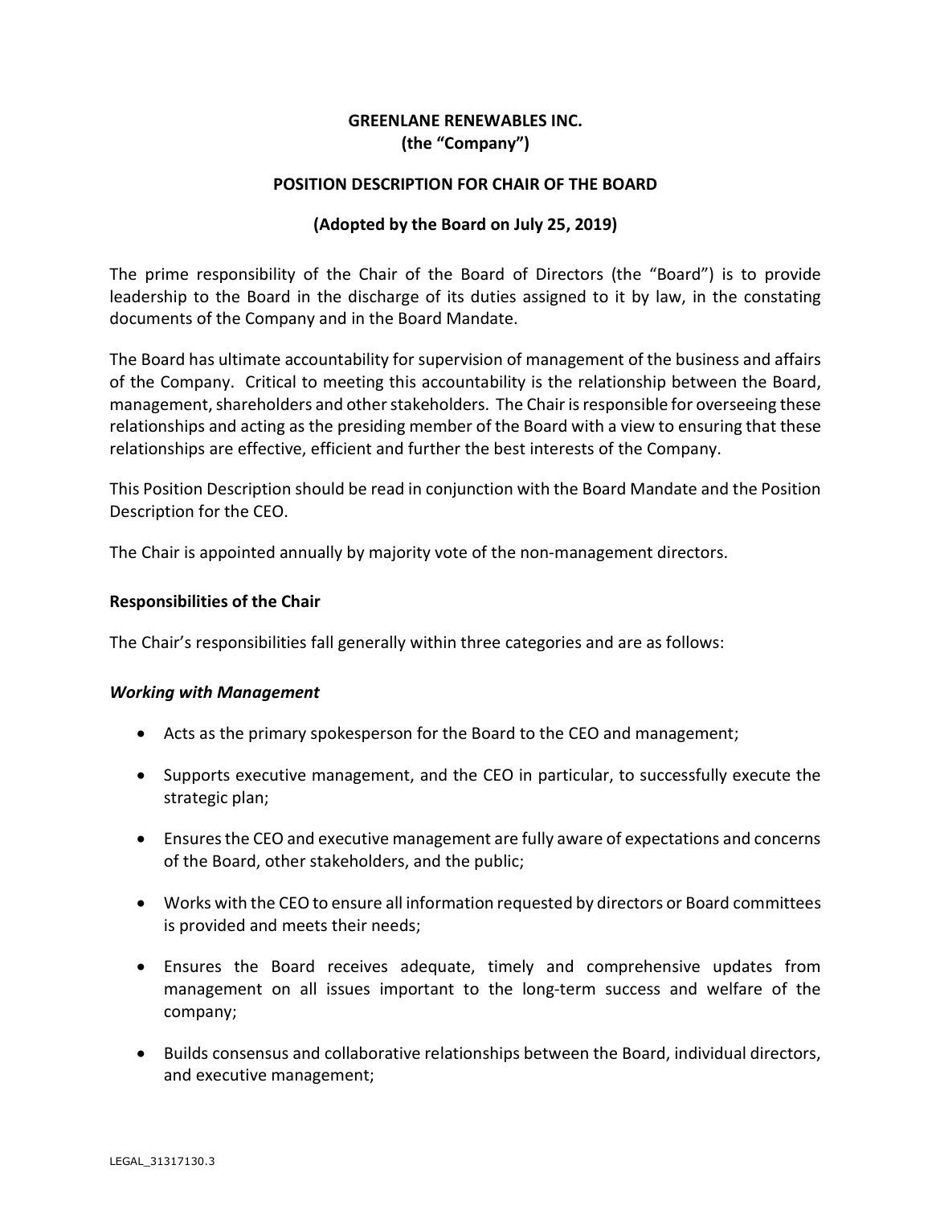**GREENLANE RENEWABLES INC.**
**(the "Company")**

**POSITION DESCRIPTION FOR CHAIR OF THE BOARD**

**(Adopted by the Board on July 25, 2019)**

The prime responsibility of the Chair of the Board of Directors (the "Board") is to provide leadership to the Board in the discharge of its duties assigned to it by law, in the constating documents of the Company and in the Board Mandate.

The Board has ultimate accountability for supervision of management of the business and affairs of the Company. Critical to meeting this accountability is the relationship between the Board, management, shareholders and other stakeholders. The Chair is responsible for overseeing these relationships and acting as the presiding member of the Board with a view to ensuring that these relationships are effective, efficient and further the best interests of the Company.

This Position Description should be read in conjunction with the Board Mandate and the Position Description for the CEO.

The Chair is appointed annually by majority vote of the non-management directors.

**Responsibilities of the Chair**

The Chair's responsibilities fall generally within three categories and are as follows:

***Working with Management***

- Acts as the primary spokesperson for the Board to the CEO and management;
- Supports executive management, and the CEO in particular, to successfully execute the strategic plan;
- Ensures the CEO and executive management are fully aware of expectations and concerns of the Board, other stakeholders, and the public;
- Works with the CEO to ensure all information requested by directors or Board committees is provided and meets their needs;
- Ensures the Board receives adequate, timely and comprehensive updates from management on all issues important to the long-term success and welfare of the company;
- Builds consensus and collaborative relationships between the Board, individual directors, and executive management;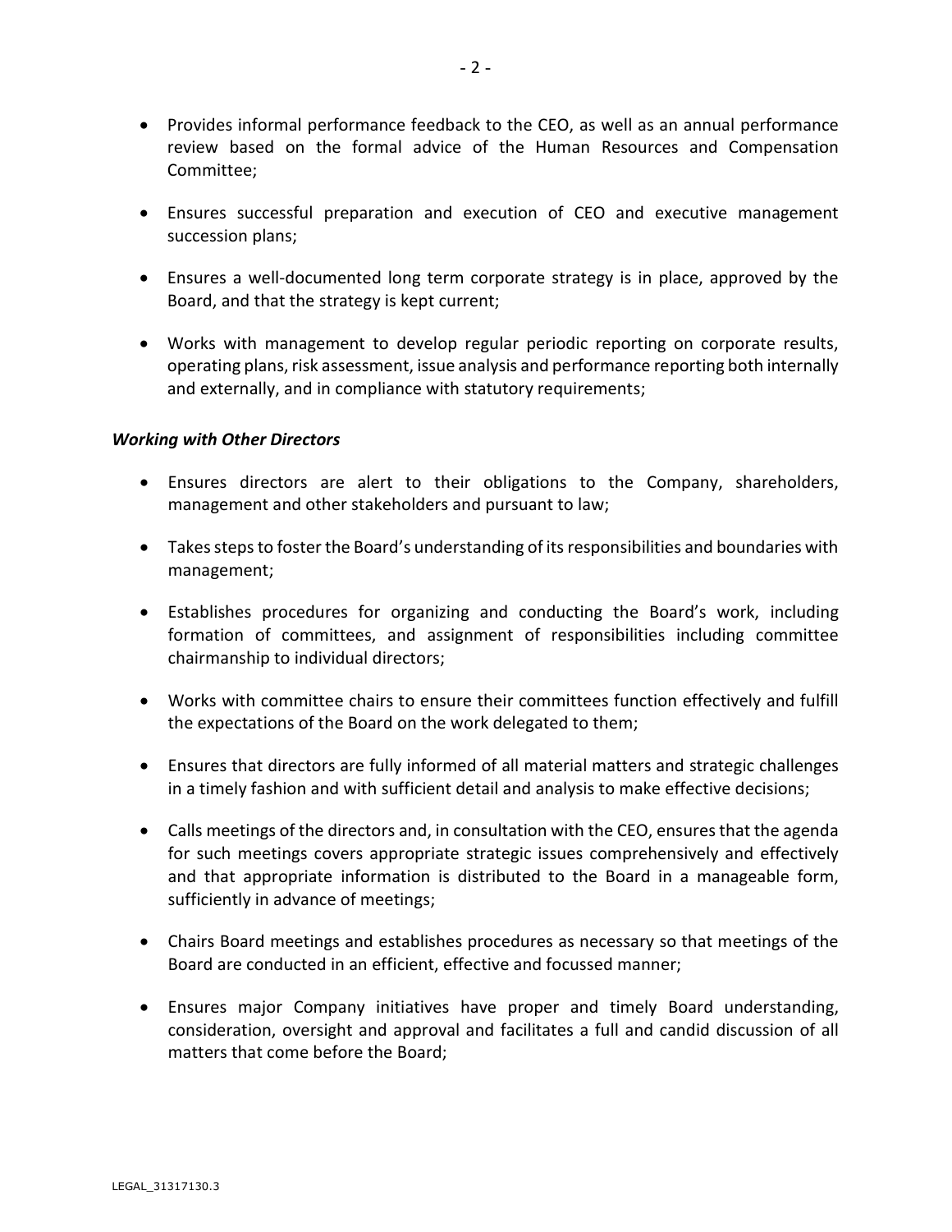- Provides informal performance feedback to the CEO, as well as an annual performance review based on the formal advice of the Human Resources and Compensation Committee;

- Ensures successful preparation and execution of CEO and executive management succession plans;

- Ensures a well-documented long term corporate strategy is in place, approved by the Board, and that the strategy is kept current;

- Works with management to develop regular periodic reporting on corporate results, operating plans, risk assessment, issue analysis and performance reporting both internally and externally, and in compliance with statutory requirements;

***Working with Other Directors***

- Ensures directors are alert to their obligations to the Company, shareholders, management and other stakeholders and pursuant to law;

- Takes steps to foster the Board's understanding of its responsibilities and boundaries with management;

- Establishes procedures for organizing and conducting the Board's work, including formation of committees, and assignment of responsibilities including committee chairmanship to individual directors;

- Works with committee chairs to ensure their committees function effectively and fulfill the expectations of the Board on the work delegated to them;

- Ensures that directors are fully informed of all material matters and strategic challenges in a timely fashion and with sufficient detail and analysis to make effective decisions;

- Calls meetings of the directors and, in consultation with the CEO, ensures that the agenda for such meetings covers appropriate strategic issues comprehensively and effectively and that appropriate information is distributed to the Board in a manageable form, sufficiently in advance of meetings;

- Chairs Board meetings and establishes procedures as necessary so that meetings of the Board are conducted in an efficient, effective and focussed manner;

- Ensures major Company initiatives have proper and timely Board understanding, consideration, oversight and approval and facilitates a full and candid discussion of all matters that come before the Board;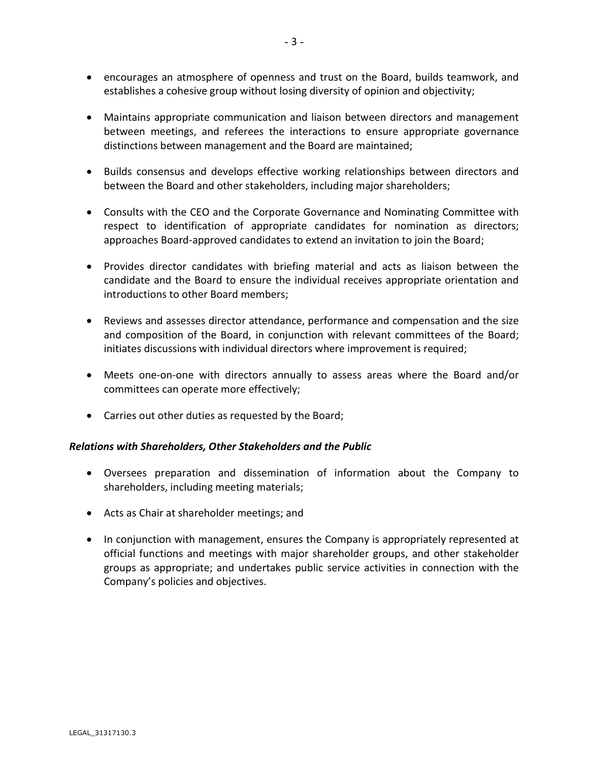- encourages an atmosphere of openness and trust on the Board, builds teamwork, and establishes a cohesive group without losing diversity of opinion and objectivity;

- Maintains appropriate communication and liaison between directors and management between meetings, and referees the interactions to ensure appropriate governance distinctions between management and the Board are maintained;

- Builds consensus and develops effective working relationships between directors and between the Board and other stakeholders, including major shareholders;

- Consults with the CEO and the Corporate Governance and Nominating Committee with respect to identification of appropriate candidates for nomination as directors; approaches Board-approved candidates to extend an invitation to join the Board;

- Provides director candidates with briefing material and acts as liaison between the candidate and the Board to ensure the individual receives appropriate orientation and introductions to other Board members;

- Reviews and assesses director attendance, performance and compensation and the size and composition of the Board, in conjunction with relevant committees of the Board; initiates discussions with individual directors where improvement is required;

- Meets one-on-one with directors annually to assess areas where the Board and/or committees can operate more effectively;

- Carries out other duties as requested by the Board;

***Relations with Shareholders, Other Stakeholders and the Public***

- Oversees preparation and dissemination of information about the Company to shareholders, including meeting materials;

- Acts as Chair at shareholder meetings; and

- In conjunction with management, ensures the Company is appropriately represented at official functions and meetings with major shareholder groups, and other stakeholder groups as appropriate; and undertakes public service activities in connection with the Company's policies and objectives.